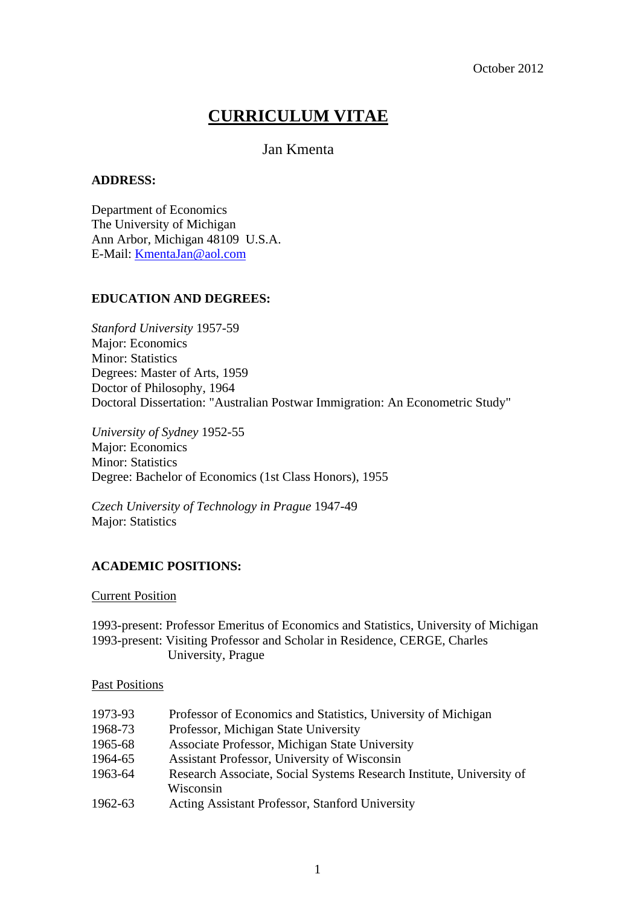October 2012

# CURRICULUM VITAE

Jan Kmenta

**ADDRESS:**

Department of Economics
The University of Michigan
Ann Arbor, Michigan 48109 U.S.A.
E-Mail: KmentaJan@aol.com

**EDUCATION AND DEGREES:**

*Stanford University* 1957-59
Major: Economics
Minor: Statistics
Degrees: Master of Arts, 1959
Doctor of Philosophy, 1964
Doctoral Dissertation: "Australian Postwar Immigration: An Econometric Study"

*University of Sydney* 1952-55
Major: Economics
Minor: Statistics
Degree: Bachelor of Economics (1st Class Honors), 1955

*Czech University of Technology in Prague* 1947-49
Major: Statistics

**ACADEMIC POSITIONS:**

Current Position

1993-present: Professor Emeritus of Economics and Statistics, University of Michigan
1993-present: Visiting Professor and Scholar in Residence, CERGE, Charles University, Prague

Past Positions

1973-93 Professor of Economics and Statistics, University of Michigan
1968-73 Professor, Michigan State University
1965-68 Associate Professor, Michigan State University
1964-65 Assistant Professor, University of Wisconsin
1963-64 Research Associate, Social Systems Research Institute, University of Wisconsin
1962-63 Acting Assistant Professor, Stanford University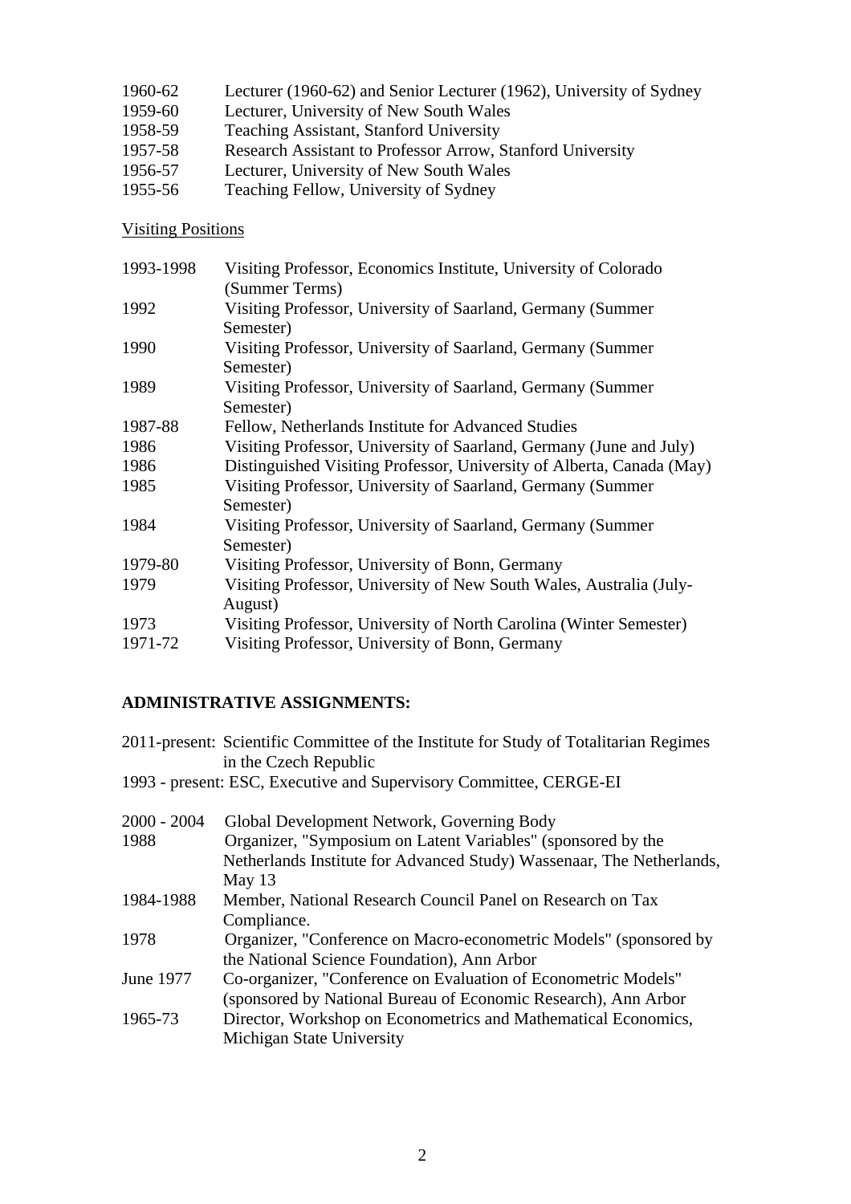| | |
|---|---|
| 1960-62 | Lecturer (1960-62) and Senior Lecturer (1962), University of Sydney |
| 1959-60 | Lecturer, University of New South Wales |
| 1958-59 | Teaching Assistant, Stanford University |
| 1957-58 | Research Assistant to Professor Arrow, Stanford University |
| 1956-57 | Lecturer, University of New South Wales |
| 1955-56 | Teaching Fellow, University of Sydney |

<u>Visiting Positions</u>

| | |
|---|---|
| 1993-1998 | Visiting Professor, Economics Institute, University of Colorado (Summer Terms) |
| 1992 | Visiting Professor, University of Saarland, Germany (Summer Semester) |
| 1990 | Visiting Professor, University of Saarland, Germany (Summer Semester) |
| 1989 | Visiting Professor, University of Saarland, Germany (Summer Semester) |
| 1987-88 | Fellow, Netherlands Institute for Advanced Studies |
| 1986 | Visiting Professor, University of Saarland, Germany (June and July) |
| 1986 | Distinguished Visiting Professor, University of Alberta, Canada (May) |
| 1985 | Visiting Professor, University of Saarland, Germany (Summer Semester) |
| 1984 | Visiting Professor, University of Saarland, Germany (Summer Semester) |
| 1979-80 | Visiting Professor, University of Bonn, Germany |
| 1979 | Visiting Professor, University of New South Wales, Australia (July-August) |
| 1973 | Visiting Professor, University of North Carolina (Winter Semester) |
| 1971-72 | Visiting Professor, University of Bonn, Germany |

**ADMINISTRATIVE ASSIGNMENTS:**

2011-present: Scientific Committee of the Institute for Study of Totalitarian Regimes in the Czech Republic

1993 - present: ESC, Executive and Supervisory Committee, CERGE-EI

| | |
|---|---|
| 2000 - 2004 | Global Development Network, Governing Body |
| 1988 | Organizer, "Symposium on Latent Variables" (sponsored by the Netherlands Institute for Advanced Study) Wassenaar, The Netherlands, May 13 |
| 1984-1988 | Member, National Research Council Panel on Research on Tax Compliance. |
| 1978 | Organizer, "Conference on Macro-econometric Models" (sponsored by the National Science Foundation), Ann Arbor |
| June 1977 | Co-organizer, "Conference on Evaluation of Econometric Models" (sponsored by National Bureau of Economic Research), Ann Arbor |
| 1965-73 | Director, Workshop on Econometrics and Mathematical Economics, Michigan State University |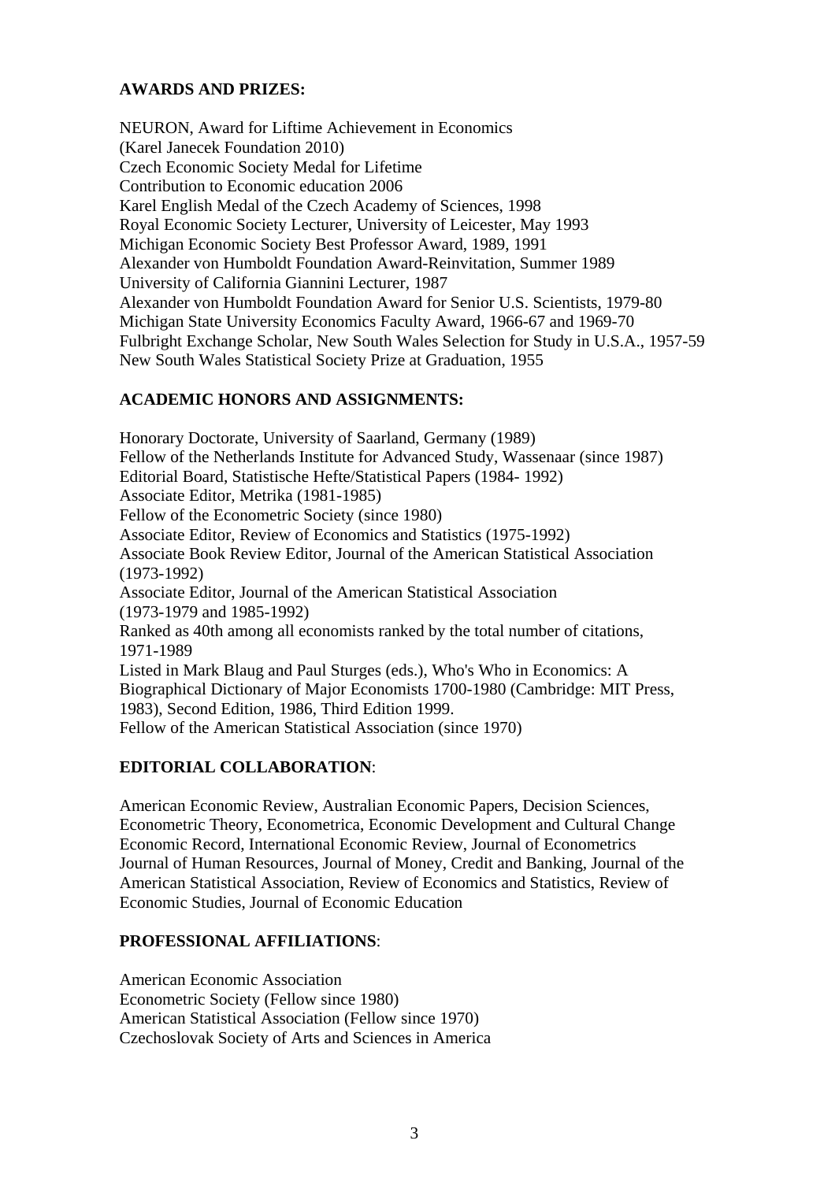**AWARDS AND PRIZES:**

NEURON, Award for Liftime Achievement in Economics
(Karel Janecek Foundation 2010)
Czech Economic Society Medal for Lifetime
Contribution to Economic education 2006
Karel English Medal of the Czech Academy of Sciences, 1998
Royal Economic Society Lecturer, University of Leicester, May 1993
Michigan Economic Society Best Professor Award, 1989, 1991
Alexander von Humboldt Foundation Award-Reinvitation, Summer 1989
University of California Giannini Lecturer, 1987
Alexander von Humboldt Foundation Award for Senior U.S. Scientists, 1979-80
Michigan State University Economics Faculty Award, 1966-67 and 1969-70
Fulbright Exchange Scholar, New South Wales Selection for Study in U.S.A., 1957-59
New South Wales Statistical Society Prize at Graduation, 1955

**ACADEMIC HONORS AND ASSIGNMENTS:**

Honorary Doctorate, University of Saarland, Germany (1989)
Fellow of the Netherlands Institute for Advanced Study, Wassenaar (since 1987)
Editorial Board, Statistische Hefte/Statistical Papers (1984- 1992)
Associate Editor, Metrika (1981-1985)
Fellow of the Econometric Society (since 1980)
Associate Editor, Review of Economics and Statistics (1975-1992)
Associate Book Review Editor, Journal of the American Statistical Association (1973-1992)
Associate Editor, Journal of the American Statistical Association (1973-1979 and 1985-1992)
Ranked as 40th among all economists ranked by the total number of citations, 1971-1989
Listed in Mark Blaug and Paul Sturges (eds.), Who's Who in Economics: A Biographical Dictionary of Major Economists 1700-1980 (Cambridge: MIT Press, 1983), Second Edition, 1986, Third Edition 1999.
Fellow of the American Statistical Association (since 1970)

**EDITORIAL COLLABORATION**:

American Economic Review, Australian Economic Papers, Decision Sciences, Econometric Theory, Econometrica, Economic Development and Cultural Change Economic Record, International Economic Review, Journal of Econometrics Journal of Human Resources, Journal of Money, Credit and Banking, Journal of the American Statistical Association, Review of Economics and Statistics, Review of Economic Studies, Journal of Economic Education

**PROFESSIONAL AFFILIATIONS**:

American Economic Association
Econometric Society (Fellow since 1980)
American Statistical Association (Fellow since 1970)
Czechoslovak Society of Arts and Sciences in America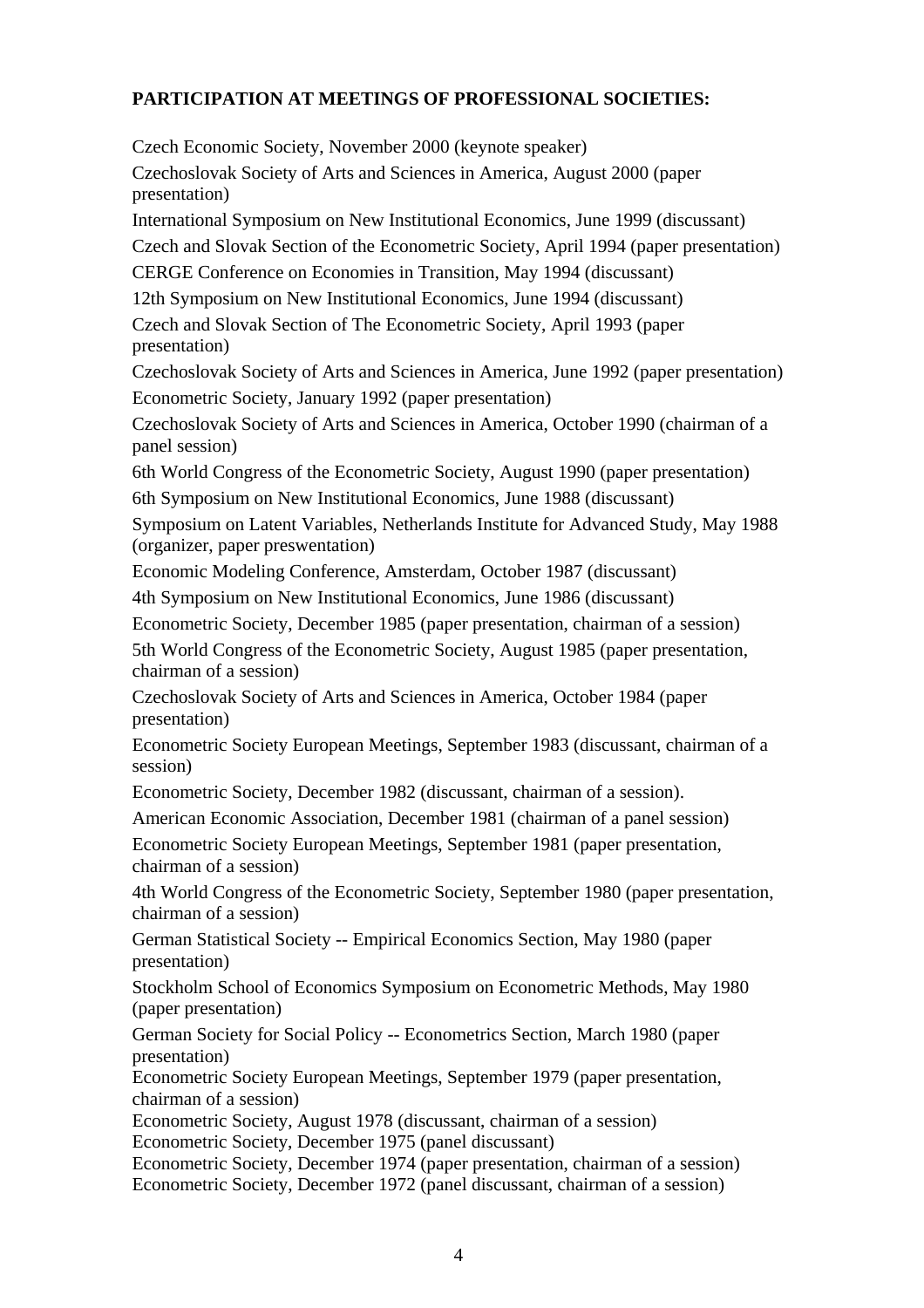**PARTICIPATION AT MEETINGS OF PROFESSIONAL SOCIETIES:**

Czech Economic Society, November 2000 (keynote speaker)

Czechoslovak Society of Arts and Sciences in America, August 2000 (paper presentation)

International Symposium on New Institutional Economics, June 1999 (discussant)

Czech and Slovak Section of the Econometric Society, April 1994 (paper presentation)

CERGE Conference on Economies in Transition, May 1994 (discussant)

12th Symposium on New Institutional Economics, June 1994 (discussant)

Czech and Slovak Section of The Econometric Society, April 1993 (paper presentation)

Czechoslovak Society of Arts and Sciences in America, June 1992 (paper presentation)

Econometric Society, January 1992 (paper presentation)

Czechoslovak Society of Arts and Sciences in America, October 1990 (chairman of a panel session)

6th World Congress of the Econometric Society, August 1990 (paper presentation)

6th Symposium on New Institutional Economics, June 1988 (discussant)

Symposium on Latent Variables, Netherlands Institute for Advanced Study, May 1988 (organizer, paper preswentation)

Economic Modeling Conference, Amsterdam, October 1987 (discussant)

4th Symposium on New Institutional Economics, June 1986 (discussant)

Econometric Society, December 1985 (paper presentation, chairman of a session)

5th World Congress of the Econometric Society, August 1985 (paper presentation, chairman of a session)

Czechoslovak Society of Arts and Sciences in America, October 1984 (paper presentation)

Econometric Society European Meetings, September 1983 (discussant, chairman of a session)

Econometric Society, December 1982 (discussant, chairman of a session).

American Economic Association, December 1981 (chairman of a panel session)

Econometric Society European Meetings, September 1981 (paper presentation, chairman of a session)

4th World Congress of the Econometric Society, September 1980 (paper presentation, chairman of a session)

German Statistical Society -- Empirical Economics Section, May 1980 (paper presentation)

Stockholm School of Economics Symposium on Econometric Methods, May 1980 (paper presentation)

German Society for Social Policy -- Econometrics Section, March 1980 (paper presentation)

Econometric Society European Meetings, September 1979 (paper presentation, chairman of a session)

Econometric Society, August 1978 (discussant, chairman of a session)

Econometric Society, December 1975 (panel discussant)

Econometric Society, December 1974 (paper presentation, chairman of a session)

Econometric Society, December 1972 (panel discussant, chairman of a session)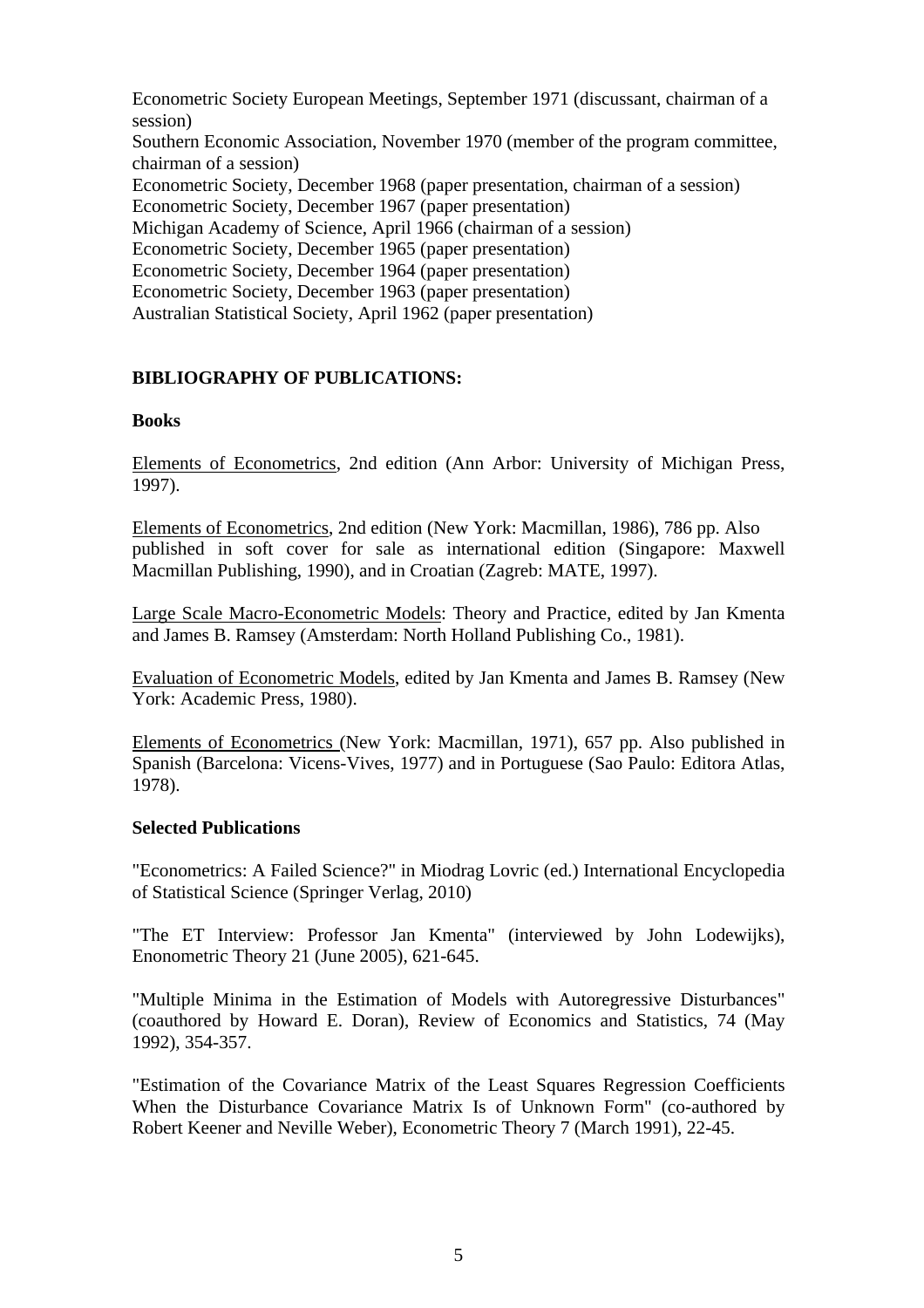Econometric Society European Meetings, September 1971 (discussant, chairman of a session)
Southern Economic Association, November 1970 (member of the program committee, chairman of a session)
Econometric Society, December 1968 (paper presentation, chairman of a session)
Econometric Society, December 1967 (paper presentation)
Michigan Academy of Science, April 1966 (chairman of a session)
Econometric Society, December 1965 (paper presentation)
Econometric Society, December 1964 (paper presentation)
Econometric Society, December 1963 (paper presentation)
Australian Statistical Society, April 1962 (paper presentation)

## BIBLIOGRAPHY OF PUBLICATIONS:

### Books

Elements of Econometrics, 2nd edition (Ann Arbor: University of Michigan Press, 1997).

Elements of Econometrics, 2nd edition (New York: Macmillan, 1986), 786 pp. Also published in soft cover for sale as international edition (Singapore: Maxwell Macmillan Publishing, 1990), and in Croatian (Zagreb: MATE, 1997).

Large Scale Macro-Econometric Models: Theory and Practice, edited by Jan Kmenta and James B. Ramsey (Amsterdam: North Holland Publishing Co., 1981).

Evaluation of Econometric Models, edited by Jan Kmenta and James B. Ramsey (New York: Academic Press, 1980).

Elements of Econometrics (New York: Macmillan, 1971), 657 pp. Also published in Spanish (Barcelona: Vicens-Vives, 1977) and in Portuguese (Sao Paulo: Editora Atlas, 1978).

### Selected Publications

"Econometrics: A Failed Science?" in Miodrag Lovric (ed.) International Encyclopedia of Statistical Science (Springer Verlag, 2010)

"The ET Interview: Professor Jan Kmenta" (interviewed by John Lodewijks), Enonometric Theory 21 (June 2005), 621-645.

"Multiple Minima in the Estimation of Models with Autoregressive Disturbances" (coauthored by Howard E. Doran), Review of Economics and Statistics, 74 (May 1992), 354-357.

"Estimation of the Covariance Matrix of the Least Squares Regression Coefficients When the Disturbance Covariance Matrix Is of Unknown Form" (co-authored by Robert Keener and Neville Weber), Econometric Theory 7 (March 1991), 22-45.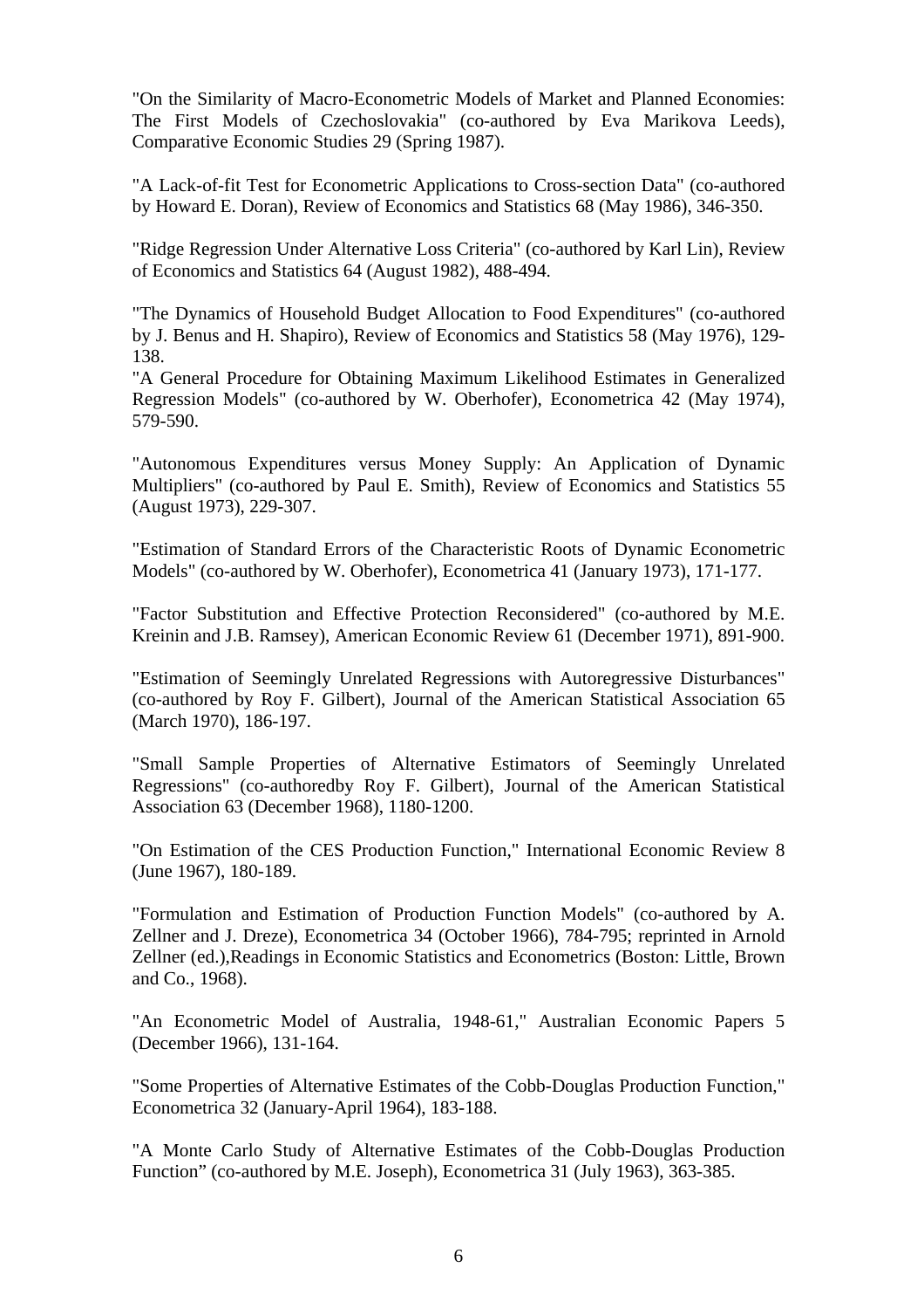"On the Similarity of Macro-Econometric Models of Market and Planned Economies: The First Models of Czechoslovakia" (co-authored by Eva Marikova Leeds), Comparative Economic Studies 29 (Spring 1987).

"A Lack-of-fit Test for Econometric Applications to Cross-section Data" (co-authored by Howard E. Doran), Review of Economics and Statistics 68 (May 1986), 346-350.

"Ridge Regression Under Alternative Loss Criteria" (co-authored by Karl Lin), Review of Economics and Statistics 64 (August 1982), 488-494.

"The Dynamics of Household Budget Allocation to Food Expenditures" (co-authored by J. Benus and H. Shapiro), Review of Economics and Statistics 58 (May 1976), 129-138.

"A General Procedure for Obtaining Maximum Likelihood Estimates in Generalized Regression Models" (co-authored by W. Oberhofer), Econometrica 42 (May 1974), 579-590.

"Autonomous Expenditures versus Money Supply: An Application of Dynamic Multipliers" (co-authored by Paul E. Smith), Review of Economics and Statistics 55 (August 1973), 229-307.

"Estimation of Standard Errors of the Characteristic Roots of Dynamic Econometric Models" (co-authored by W. Oberhofer), Econometrica 41 (January 1973), 171-177.

"Factor Substitution and Effective Protection Reconsidered" (co-authored by M.E. Kreinin and J.B. Ramsey), American Economic Review 61 (December 1971), 891-900.

"Estimation of Seemingly Unrelated Regressions with Autoregressive Disturbances" (co-authored by Roy F. Gilbert), Journal of the American Statistical Association 65 (March 1970), 186-197.

"Small Sample Properties of Alternative Estimators of Seemingly Unrelated Regressions" (co-authoredby Roy F. Gilbert), Journal of the American Statistical Association 63 (December 1968), 1180-1200.

"On Estimation of the CES Production Function," International Economic Review 8 (June 1967), 180-189.

"Formulation and Estimation of Production Function Models" (co-authored by A. Zellner and J. Dreze), Econometrica 34 (October 1966), 784-795; reprinted in Arnold Zellner (ed.),Readings in Economic Statistics and Econometrics (Boston: Little, Brown and Co., 1968).

"An Econometric Model of Australia, 1948-61," Australian Economic Papers 5 (December 1966), 131-164.

"Some Properties of Alternative Estimates of the Cobb-Douglas Production Function," Econometrica 32 (January-April 1964), 183-188.

"A Monte Carlo Study of Alternative Estimates of the Cobb-Douglas Production Function" (co-authored by M.E. Joseph), Econometrica 31 (July 1963), 363-385.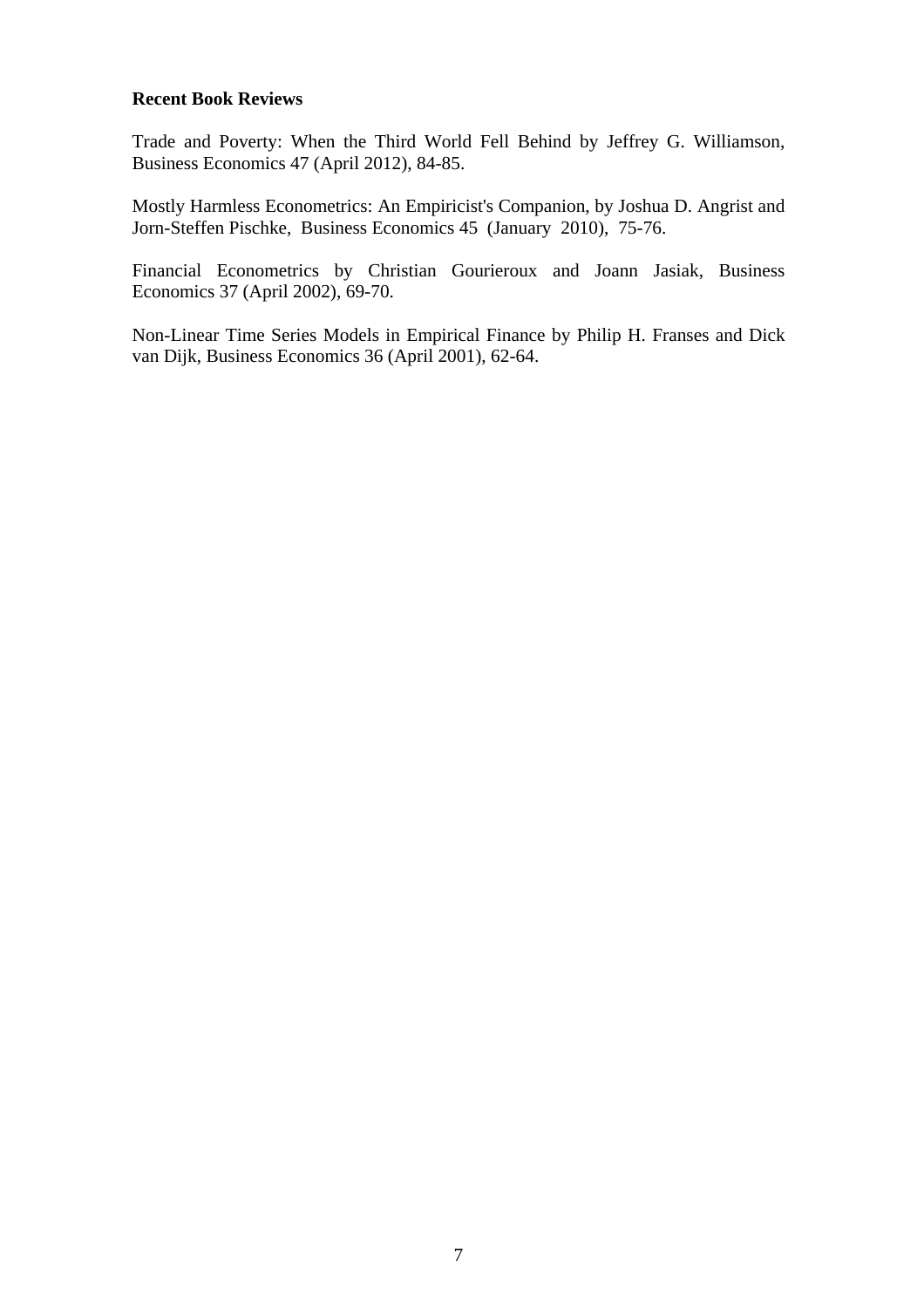**Recent Book Reviews**

Trade and Poverty: When the Third World Fell Behind by Jeffrey G. Williamson, Business Economics 47 (April 2012), 84-85.

Mostly Harmless Econometrics: An Empiricist's Companion, by Joshua D. Angrist and Jorn-Steffen Pischke, Business Economics 45 (January 2010), 75-76.

Financial Econometrics by Christian Gourieroux and Joann Jasiak, Business Economics 37 (April 2002), 69-70.

Non-Linear Time Series Models in Empirical Finance by Philip H. Franses and Dick van Dijk, Business Economics 36 (April 2001), 62-64.